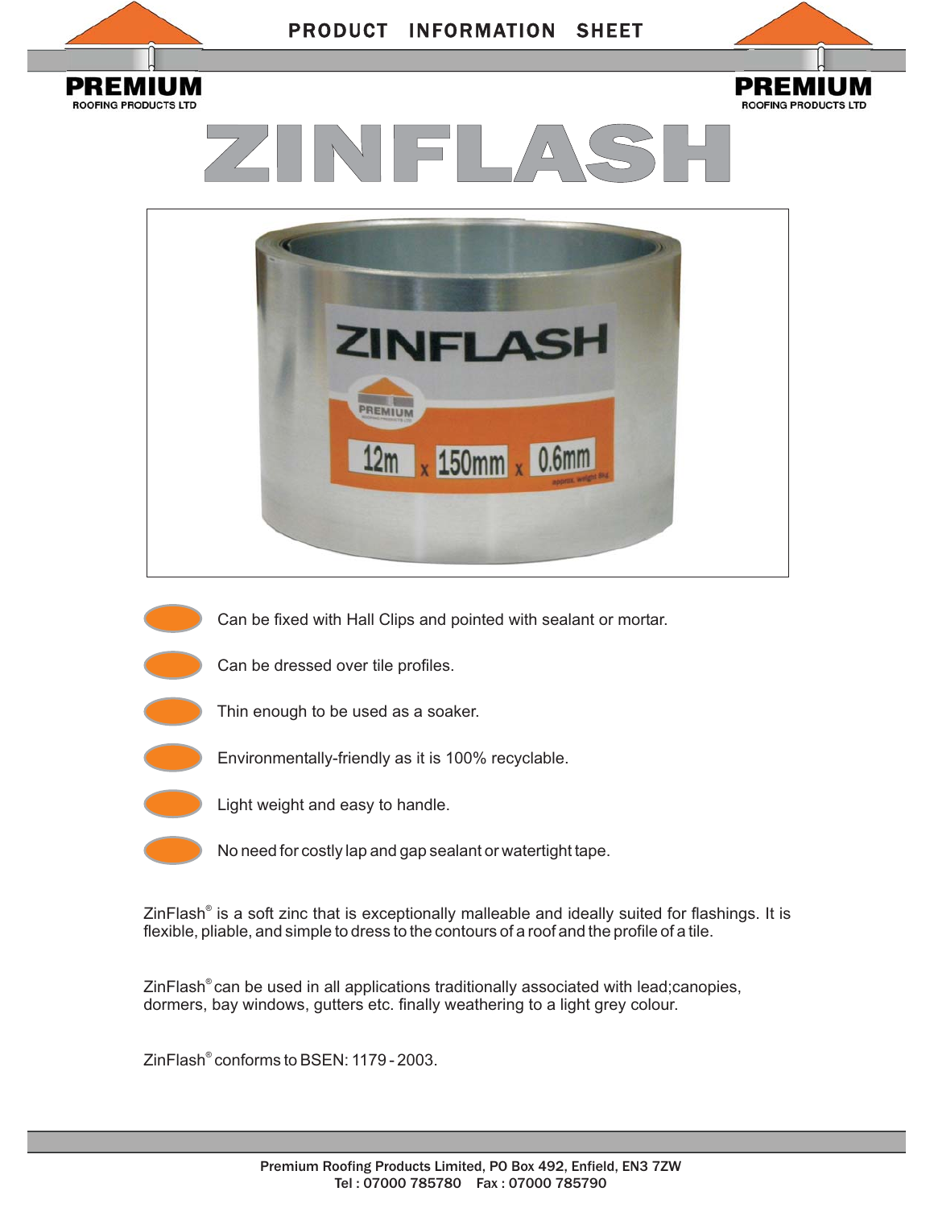PRODUCT INFORMATION SHEET

**PREMIUM**
ROOFING PRODUCTS LTD

# ZINFLASH

- Can be fixed with Hall Clips and pointed with sealant or mortar.
- Can be dressed over tile profiles.
- Thin enough to be used as a soaker.
- Environmentally-friendly as it is 100% recyclable.
- Light weight and easy to handle.
- No need for costly lap and gap sealant or watertight tape.

ZinFlash® is a soft zinc that is exceptionally malleable and ideally suited for flashings. It is flexible, pliable, and simple to dress to the contours of a roof and the profile of a tile.

ZinFlash® can be used in all applications traditionally associated with lead;canopies, dormers, bay windows, gutters etc. finally weathering to a light grey colour.

ZinFlash® conforms to BSEN: 1179 - 2003.

Premium Roofing Products Limited, PO Box 492, Enfield, EN3 7ZW
Tel : 07000 785780 Fax : 07000 785790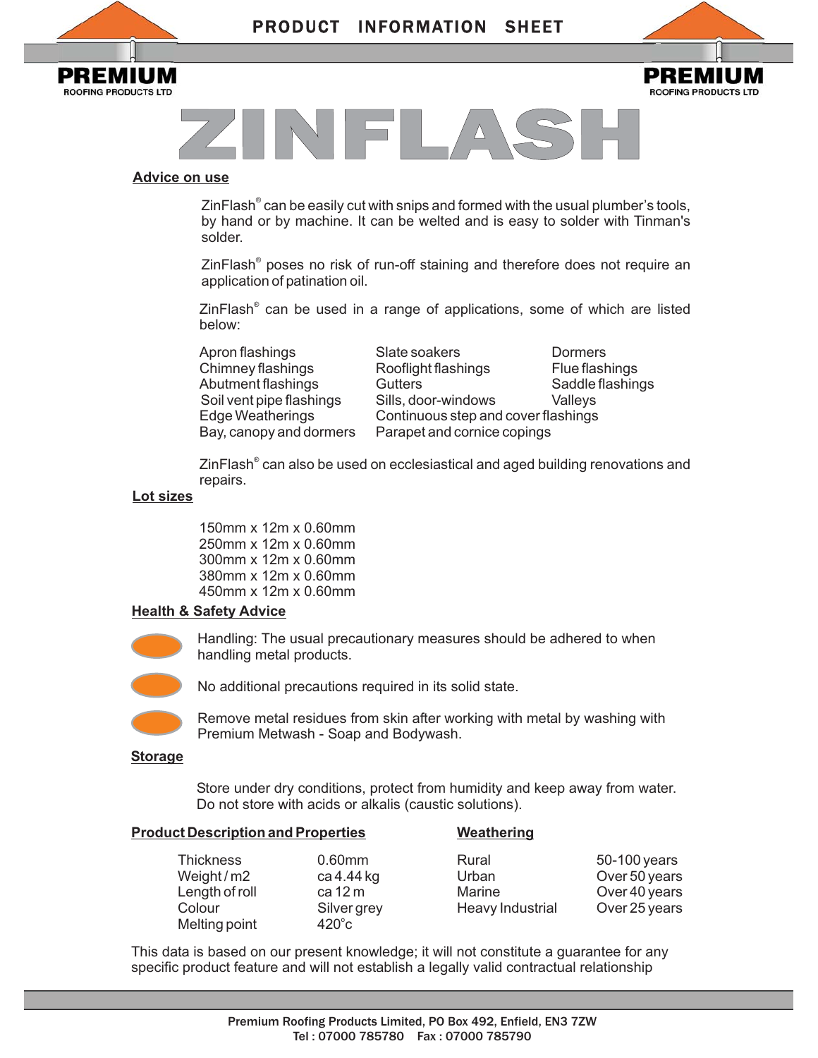PRODUCT INFORMATION SHEET

PREMIUM ROOFING PRODUCTS LTD

# ZINFLASH

## Advice on use

ZinFlash® can be easily cut with snips and formed with the usual plumber's tools, by hand or by machine. It can be welted and is easy to solder with Tinman's solder.

ZinFlash® poses no risk of run-off staining and therefore does not require an application of patination oil.

ZinFlash® can be used in a range of applications, some of which are listed below:

| | | |
|---|---|---|
| Apron flashings | Slate soakers | Dormers |
| Chimney flashings | Rooflight flashings | Flue flashings |
| Abutment flashings | Gutters | Saddle flashings |
| Soil vent pipe flashings | Sills, door-windows | Valleys |
| Edge Weatherings | Continuous step and cover flashings | |
| Bay, canopy and dormers | Parapet and cornice copings | |

ZinFlash® can also be used on ecclesiastical and aged building renovations and repairs.

## Lot sizes

150mm x 12m x 0.60mm
250mm x 12m x 0.60mm
300mm x 12m x 0.60mm
380mm x 12m x 0.60mm
450mm x 12m x 0.60mm

## Health & Safety Advice

- Handling: The usual precautionary measures should be adhered to when handling metal products.
- No additional precautions required in its solid state.
- Remove metal residues from skin after working with metal by washing with Premium Metwash - Soap and Bodywash.

## Storage

Store under dry conditions, protect from humidity and keep away from water. Do not store with acids or alkalis (caustic solutions).

## Product Description and Properties

| | |
|---|---|
| Thickness | 0.60mm |
| Weight / m2 | ca 4.44 kg |
| Length of roll | ca 12 m |
| Colour | Silver grey |
| Melting point | 420°c |

## Weathering

| | |
|---|---|
| Rural | 50-100 years |
| Urban | Over 50 years |
| Marine | Over 40 years |
| Heavy Industrial | Over 25 years |

This data is based on our present knowledge; it will not constitute a guarantee for any specific product feature and will not establish a legally valid contractual relationship

Premium Roofing Products Limited, PO Box 492, Enfield, EN3 7ZW
Tel : 07000 785780 Fax : 07000 785790